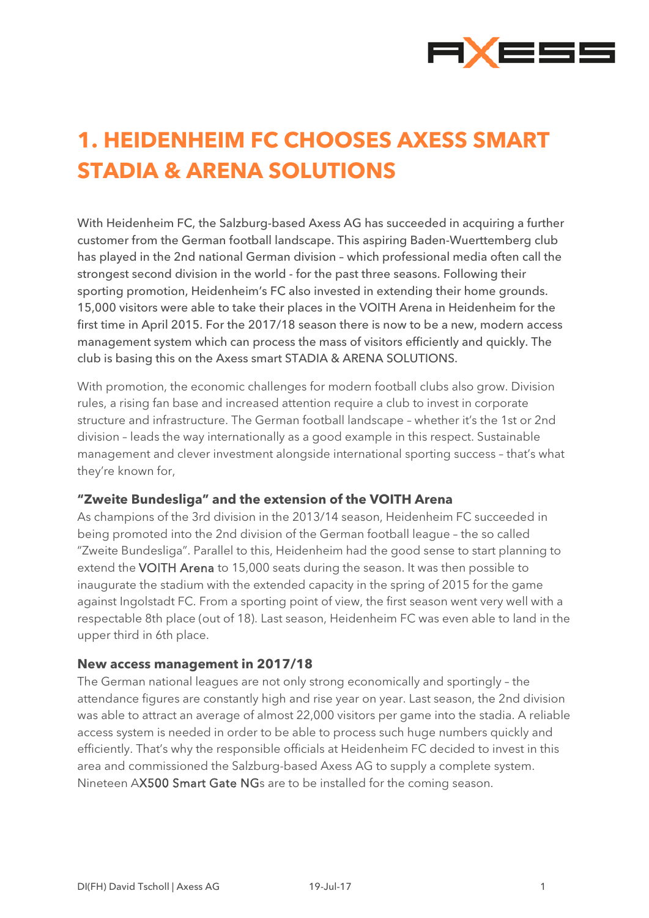# 1. HEIDENHEIM FC CHOOSES AXESS SMART STADIA & ARENA SOLUTIONS

With Heidenheim FC, the Salzburg-based Axess AG has succeeded in acquiring a further customer from the German football landscape. This aspiring Baden-Wuerttemberg club has played in the 2nd national German division – which professional media often call the strongest second division in the world - for the past three seasons. Following their sporting promotion, Heidenheim's FC also invested in extending their home grounds. 15,000 visitors were able to take their places in the VOITH Arena in Heidenheim for the first time in April 2015. For the 2017/18 season there is now to be a new, modern access management system which can process the mass of visitors efficiently and quickly. The club is basing this on the Axess smart STADIA & ARENA SOLUTIONS.

With promotion, the economic challenges for modern football clubs also grow. Division rules, a rising fan base and increased attention require a club to invest in corporate structure and infrastructure. The German football landscape – whether it's the 1st or 2nd division – leads the way internationally as a good example in this respect. Sustainable management and clever investment alongside international sporting success – that's what they're known for,

### "Zweite Bundesliga" and the extension of the VOITH Arena

As champions of the 3rd division in the 2013/14 season, Heidenheim FC succeeded in being promoted into the 2nd division of the German football league – the so called "Zweite Bundesliga". Parallel to this, Heidenheim had the good sense to start planning to extend the VOITH Arena to 15,000 seats during the season. It was then possible to inaugurate the stadium with the extended capacity in the spring of 2015 for the game against Ingolstadt FC. From a sporting point of view, the first season went very well with a respectable 8th place (out of 18). Last season, Heidenheim FC was even able to land in the upper third in 6th place.

### New access management in 2017/18

The German national leagues are not only strong economically and sportingly – the attendance figures are constantly high and rise year on year. Last season, the 2nd division was able to attract an average of almost 22,000 visitors per game into the stadia. A reliable access system is needed in order to be able to process such huge numbers quickly and efficiently. That's why the responsible officials at Heidenheim FC decided to invest in this area and commissioned the Salzburg-based Axess AG to supply a complete system. Nineteen AX500 Smart Gate NGs are to be installed for the coming season.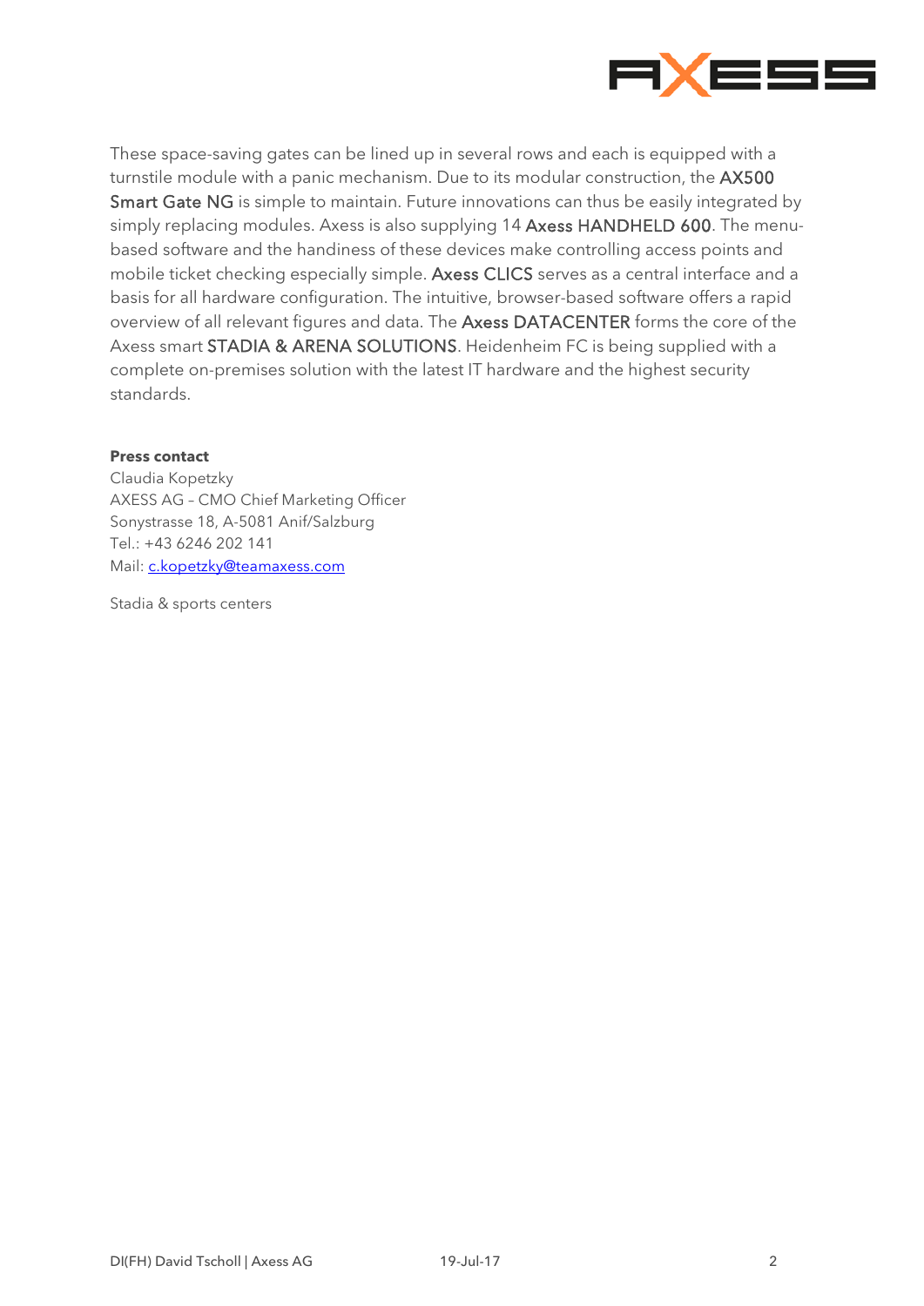These space-saving gates can be lined up in several rows and each is equipped with a turnstile module with a panic mechanism. Due to its modular construction, the AX500 Smart Gate NG is simple to maintain. Future innovations can thus be easily integrated by simply replacing modules. Axess is also supplying 14 Axess HANDHELD 600. The menu-based software and the handiness of these devices make controlling access points and mobile ticket checking especially simple. Axess CLICS serves as a central interface and a basis for all hardware configuration. The intuitive, browser-based software offers a rapid overview of all relevant figures and data. The Axess DATACENTER forms the core of the Axess smart STADIA & ARENA SOLUTIONS. Heidenheim FC is being supplied with a complete on-premises solution with the latest IT hardware and the highest security standards.

**Press contact**
Claudia Kopetzky
AXESS AG – CMO Chief Marketing Officer
Sonystrasse 18, A-5081 Anif/Salzburg
Tel.: +43 6246 202 141
Mail: c.kopetzky@teamaxess.com

Stadia & sports centers